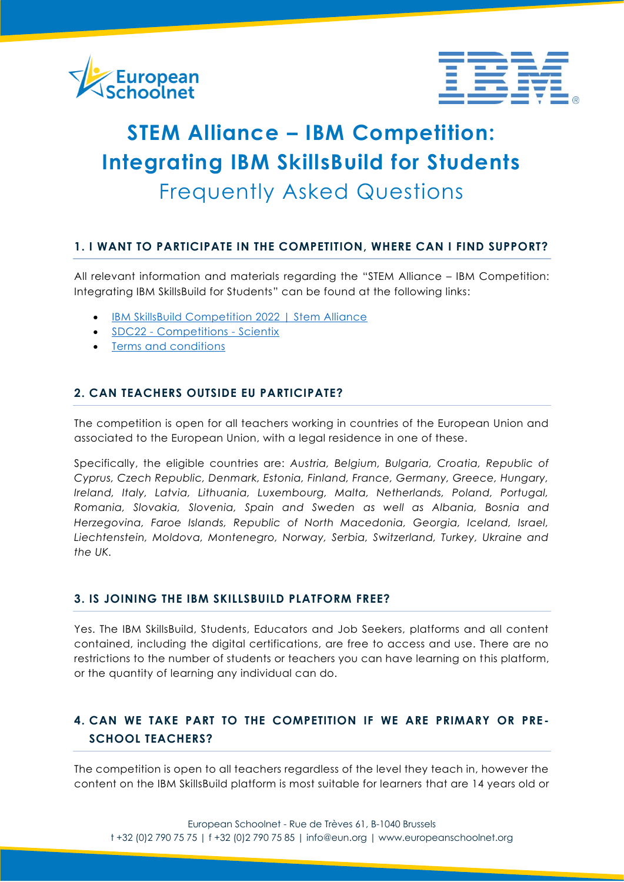# STEM Alliance – IBM Competition: Integrating IBM SkillsBuild for Students

## Frequently Asked Questions

### 1. I WANT TO PARTICIPATE IN THE COMPETITION, WHERE CAN I FIND SUPPORT?

All relevant information and materials regarding the "STEM Alliance – IBM Competition: Integrating IBM SkillsBuild for Students" can be found at the following links:

- IBM SkillsBuild Competition 2022 | Stem Alliance
- SDC22 - Competitions - Scientix
- Terms and conditions

### 2. CAN TEACHERS OUTSIDE EU PARTICIPATE?

The competition is open for all teachers working in countries of the European Union and associated to the European Union, with a legal residence in one of these.

Specifically, the eligible countries are: *Austria, Belgium, Bulgaria, Croatia, Republic of Cyprus, Czech Republic, Denmark, Estonia, Finland, France, Germany, Greece, Hungary, Ireland, Italy, Latvia, Lithuania, Luxembourg, Malta, Netherlands, Poland, Portugal, Romania, Slovakia, Slovenia, Spain and Sweden as well as Albania, Bosnia and Herzegovina, Faroe Islands, Republic of North Macedonia, Georgia, Iceland, Israel, Liechtenstein, Moldova, Montenegro, Norway, Serbia, Switzerland, Turkey, Ukraine and the UK.*

### 3. IS JOINING THE IBM SKILLSBUILD PLATFORM FREE?

Yes. The IBM SkillsBuild, Students, Educators and Job Seekers, platforms and all content contained, including the digital certifications, are free to access and use. There are no restrictions to the number of students or teachers you can have learning on this platform, or the quantity of learning any individual can do.

### 4. CAN WE TAKE PART TO THE COMPETITION IF WE ARE PRIMARY OR PRE-SCHOOL TEACHERS?

The competition is open to all teachers regardless of the level they teach in, however the content on the IBM SkillsBuild platform is most suitable for learners that are 14 years old or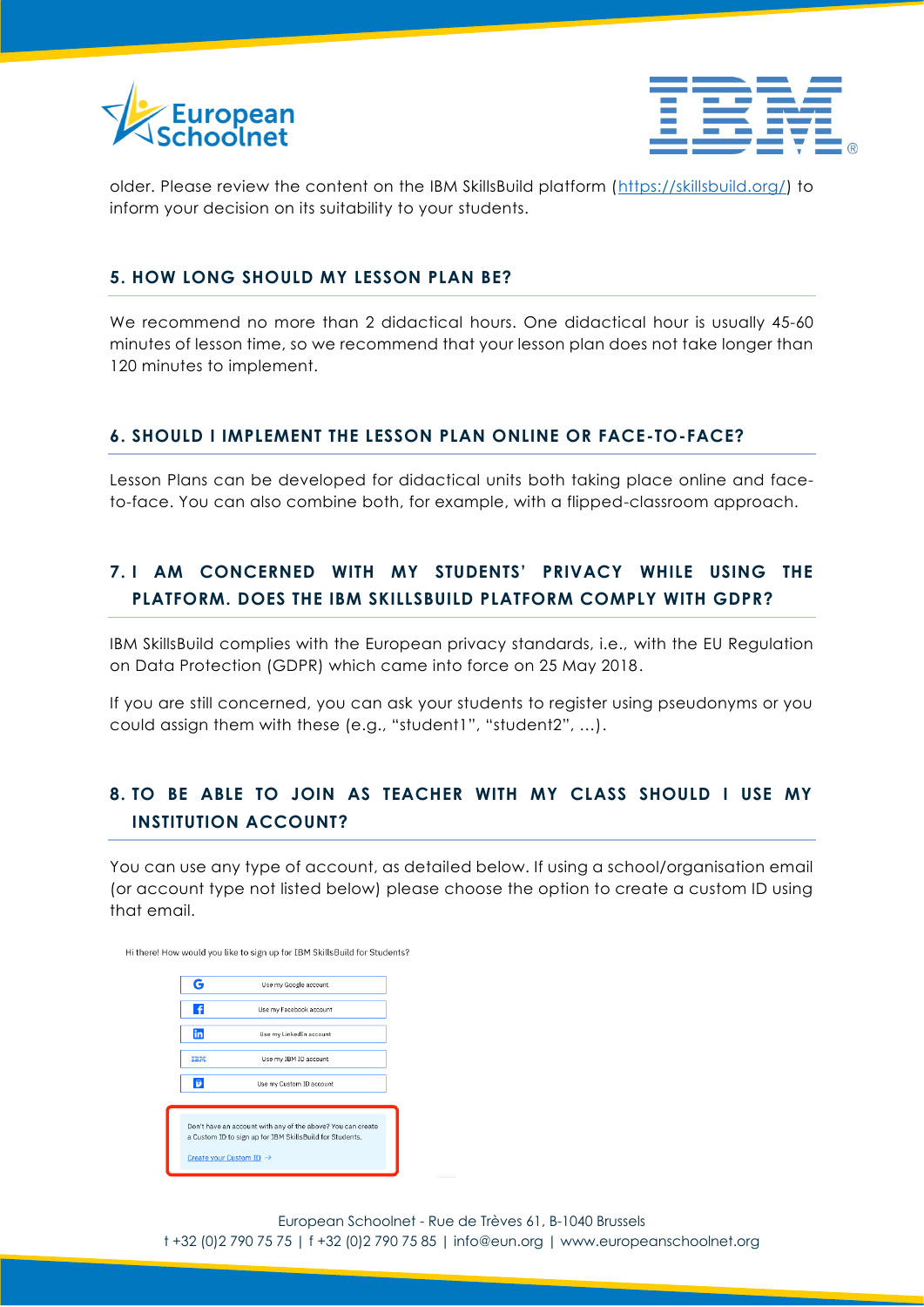older. Please review the content on the IBM SkillsBuild platform (https://skillsbuild.org/) to inform your decision on its suitability to your students.

## 5. HOW LONG SHOULD MY LESSON PLAN BE?

We recommend no more than 2 didactical hours. One didactical hour is usually 45-60 minutes of lesson time, so we recommend that your lesson plan does not take longer than 120 minutes to implement.

## 6. SHOULD I IMPLEMENT THE LESSON PLAN ONLINE OR FACE-TO-FACE?

Lesson Plans can be developed for didactical units both taking place online and face-to-face. You can also combine both, for example, with a flipped-classroom approach.

## 7. I AM CONCERNED WITH MY STUDENTS' PRIVACY WHILE USING THE PLATFORM. DOES THE IBM SKILLSBUILD PLATFORM COMPLY WITH GDPR?

IBM SkillsBuild complies with the European privacy standards, i.e., with the EU Regulation on Data Protection (GDPR) which came into force on 25 May 2018.

If you are still concerned, you can ask your students to register using pseudonyms or you could assign them with these (e.g., "student1", "student2", ...).

## 8. TO BE ABLE TO JOIN AS TEACHER WITH MY CLASS SHOULD I USE MY INSTITUTION ACCOUNT?

You can use any type of account, as detailed below. If using a school/organisation email (or account type not listed below) please choose the option to create a custom ID using that email.

Hi there! How would you like to sign up for IBM SkillsBuild for Students?

- Use my Google account
- Use my Facebook account
- Use my LinkedIn account
- Use my IBM ID account
- Use my Custom ID account

Don't have an account with any of the above? You can create a Custom ID to sign up for IBM SkillsBuild for Students.

Create your Custom ID →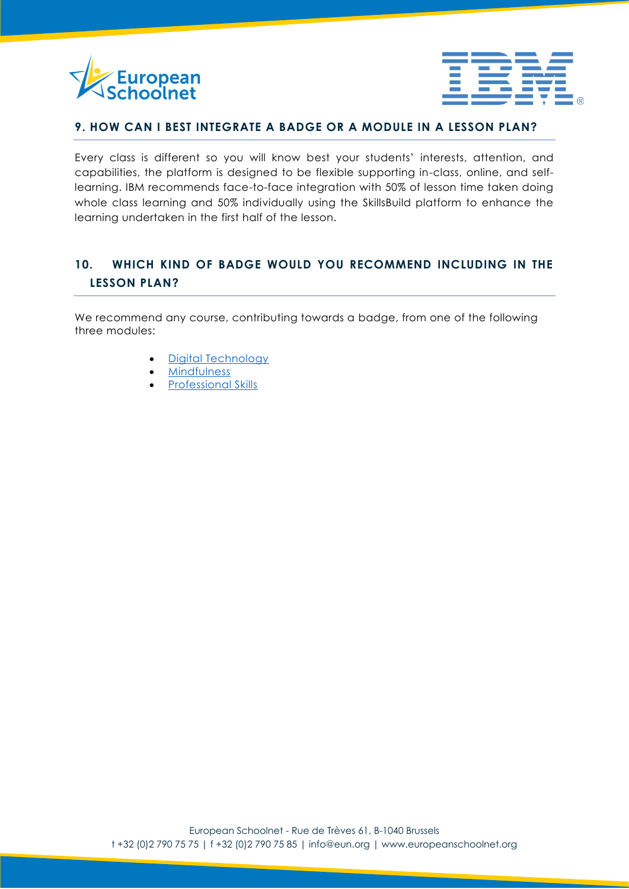## 9. HOW CAN I BEST INTEGRATE A BADGE OR A MODULE IN A LESSON PLAN?

Every class is different so you will know best your students' interests, attention, and capabilities, the platform is designed to be flexible supporting in-class, online, and self-learning. IBM recommends face-to-face integration with 50% of lesson time taken doing whole class learning and 50% individually using the SkillsBuild platform to enhance the learning undertaken in the first half of the lesson.

## 10. WHICH KIND OF BADGE WOULD YOU RECOMMEND INCLUDING IN THE LESSON PLAN?

We recommend any course, contributing towards a badge, from one of the following three modules:

- Digital Technology
- Mindfulness
- Professional Skills